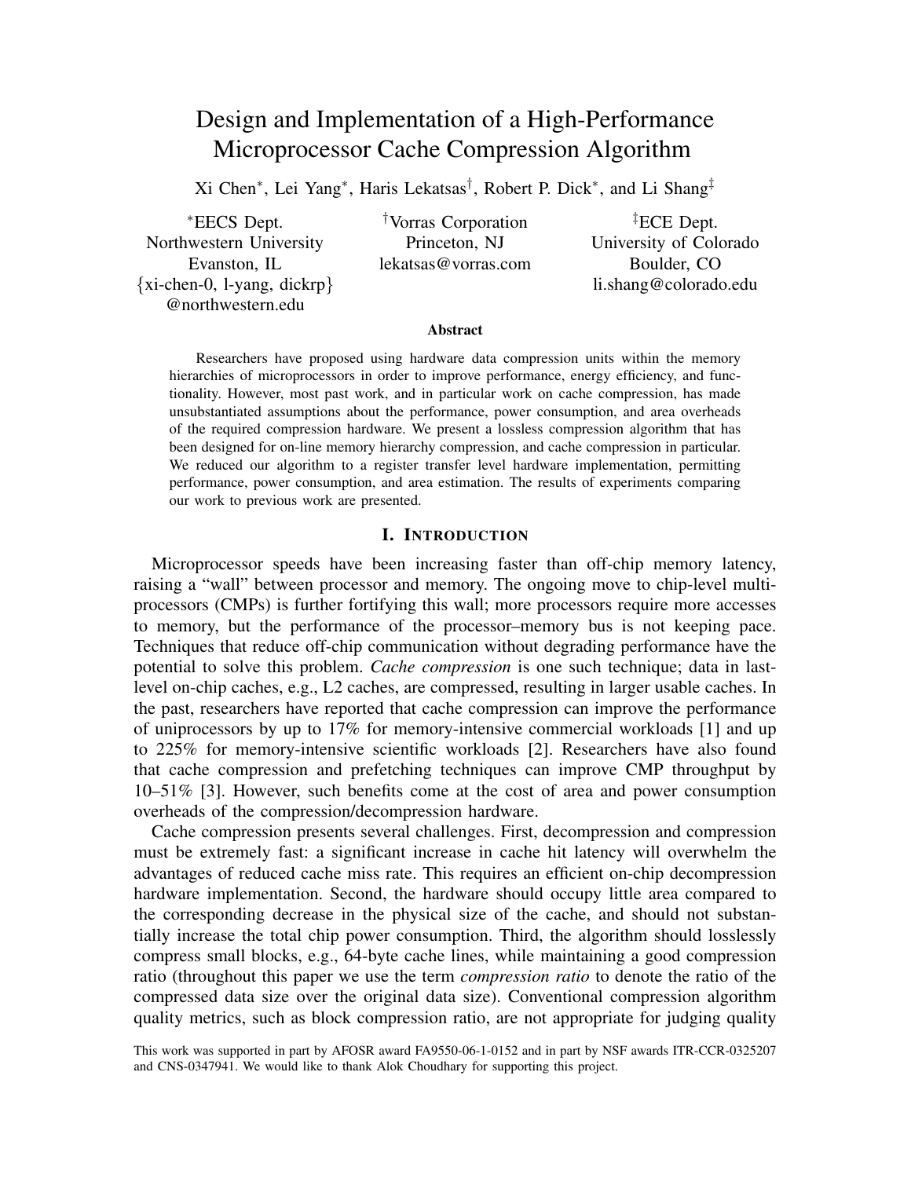# Design and Implementation of a High-Performance Microprocessor Cache Compression Algorithm

Xi Chen[*], Lei Yang[*], Haris Lekatsas[†], Robert P. Dick[*], and Li Shang[‡]

[*]EECS Dept.
Northwestern University
Evanston, IL
{xi-chen-0, l-yang, dickrp}
@northwestern.edu

[†]Vorras Corporation
Princeton, NJ
lekatsas@vorras.com

[‡]ECE Dept.
University of Colorado
Boulder, CO
li.shang@colorado.edu

### Abstract

Researchers have proposed using hardware data compression units within the memory hierarchies of microprocessors in order to improve performance, energy efficiency, and functionality. However, most past work, and in particular work on cache compression, has made unsubstantiated assumptions about the performance, power consumption, and area overheads of the required compression hardware. We present a lossless compression algorithm that has been designed for on-line memory hierarchy compression, and cache compression in particular. We reduced our algorithm to a register transfer level hardware implementation, permitting performance, power consumption, and area estimation. The results of experiments comparing our work to previous work are presented.

## I. Introduction

Microprocessor speeds have been increasing faster than off-chip memory latency, raising a "wall" between processor and memory. The ongoing move to chip-level multiprocessors (CMPs) is further fortifying this wall; more processors require more accesses to memory, but the performance of the processor–memory bus is not keeping pace. Techniques that reduce off-chip communication without degrading performance have the potential to solve this problem. *Cache compression* is one such technique; data in last-level on-chip caches, e.g., L2 caches, are compressed, resulting in larger usable caches. In the past, researchers have reported that cache compression can improve the performance of uniprocessors by up to 17% for memory-intensive commercial workloads [1] and up to 225% for memory-intensive scientific workloads [2]. Researchers have also found that cache compression and prefetching techniques can improve CMP throughput by 10–51% [3]. However, such benefits come at the cost of area and power consumption overheads of the compression/decompression hardware.

Cache compression presents several challenges. First, decompression and compression must be extremely fast: a significant increase in cache hit latency will overwhelm the advantages of reduced cache miss rate. This requires an efficient on-chip decompression hardware implementation. Second, the hardware should occupy little area compared to the corresponding decrease in the physical size of the cache, and should not substantially increase the total chip power consumption. Third, the algorithm should losslessly compress small blocks, e.g., 64-byte cache lines, while maintaining a good compression ratio (throughout this paper we use the term *compression ratio* to denote the ratio of the compressed data size over the original data size). Conventional compression algorithm quality metrics, such as block compression ratio, are not appropriate for judging quality

This work was supported in part by AFOSR award FA9550-06-1-0152 and in part by NSF awards ITR-CCR-0325207 and CNS-0347941. We would like to thank Alok Choudhary for supporting this project.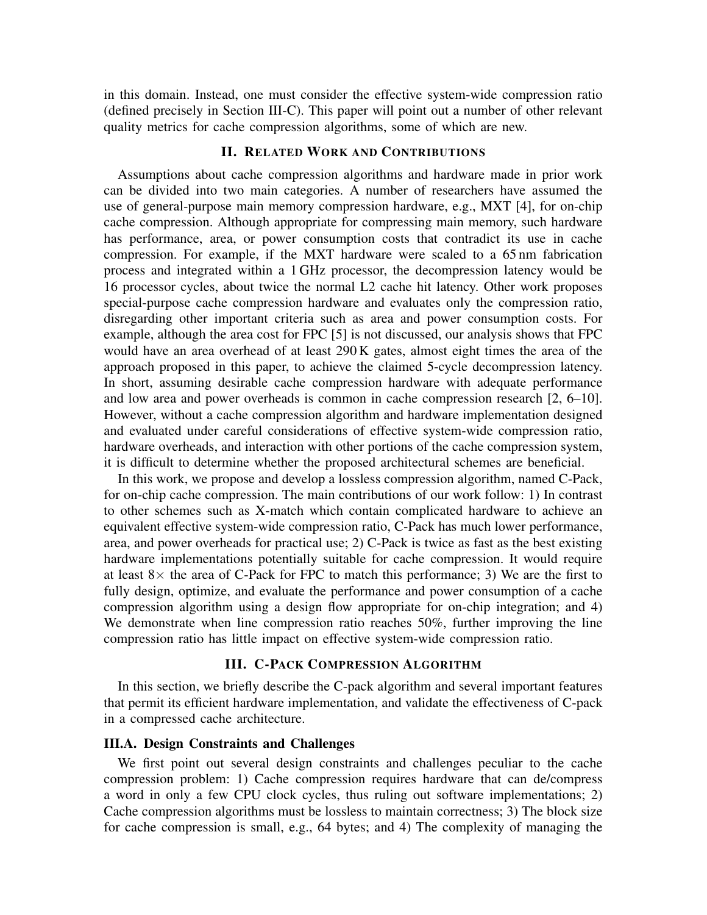in this domain. Instead, one must consider the effective system-wide compression ratio (defined precisely in Section III-C). This paper will point out a number of other relevant quality metrics for cache compression algorithms, some of which are new.

## II. Related Work and Contributions

Assumptions about cache compression algorithms and hardware made in prior work can be divided into two main categories. A number of researchers have assumed the use of general-purpose main memory compression hardware, e.g., MXT [4], for on-chip cache compression. Although appropriate for compressing main memory, such hardware has performance, area, or power consumption costs that contradict its use in cache compression. For example, if the MXT hardware were scaled to a 65 nm fabrication process and integrated within a 1 GHz processor, the decompression latency would be 16 processor cycles, about twice the normal L2 cache hit latency. Other work proposes special-purpose cache compression hardware and evaluates only the compression ratio, disregarding other important criteria such as area and power consumption costs. For example, although the area cost for FPC [5] is not discussed, our analysis shows that FPC would have an area overhead of at least 290 K gates, almost eight times the area of the approach proposed in this paper, to achieve the claimed 5-cycle decompression latency. In short, assuming desirable cache compression hardware with adequate performance and low area and power overheads is common in cache compression research [2, 6–10]. However, without a cache compression algorithm and hardware implementation designed and evaluated under careful considerations of effective system-wide compression ratio, hardware overheads, and interaction with other portions of the cache compression system, it is difficult to determine whether the proposed architectural schemes are beneficial.

In this work, we propose and develop a lossless compression algorithm, named C-Pack, for on-chip cache compression. The main contributions of our work follow: 1) In contrast to other schemes such as X-match which contain complicated hardware to achieve an equivalent effective system-wide compression ratio, C-Pack has much lower performance, area, and power overheads for practical use; 2) C-Pack is twice as fast as the best existing hardware implementations potentially suitable for cache compression. It would require at least $8\times$ the area of C-Pack for FPC to match this performance; 3) We are the first to fully design, optimize, and evaluate the performance and power consumption of a cache compression algorithm using a design flow appropriate for on-chip integration; and 4) We demonstrate when line compression ratio reaches 50%, further improving the line compression ratio has little impact on effective system-wide compression ratio.

## III. C-Pack Compression Algorithm

In this section, we briefly describe the C-pack algorithm and several important features that permit its efficient hardware implementation, and validate the effectiveness of C-pack in a compressed cache architecture.

### III.A. Design Constraints and Challenges

We first point out several design constraints and challenges peculiar to the cache compression problem: 1) Cache compression requires hardware that can de/compress a word in only a few CPU clock cycles, thus ruling out software implementations; 2) Cache compression algorithms must be lossless to maintain correctness; 3) The block size for cache compression is small, e.g., 64 bytes; and 4) The complexity of managing the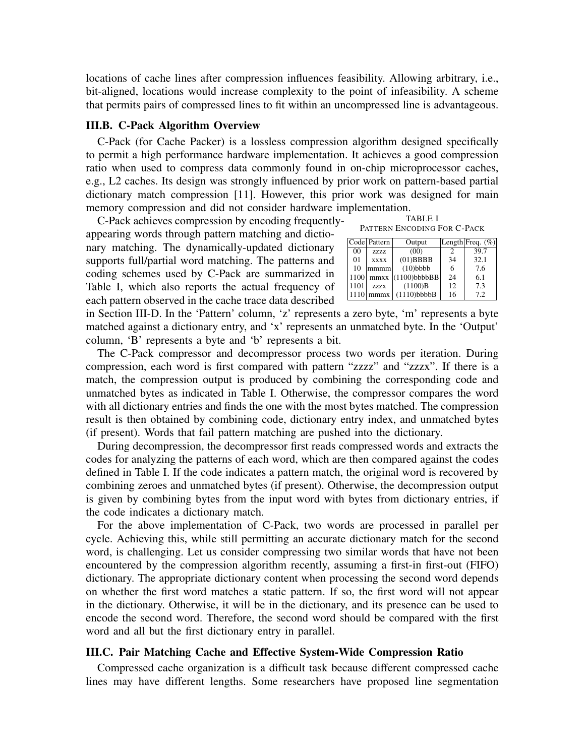locations of cache lines after compression influences feasibility. Allowing arbitrary, i.e., bit-aligned, locations would increase complexity to the point of infeasibility. A scheme that permits pairs of compressed lines to fit within an uncompressed line is advantageous.

### III.B. C-Pack Algorithm Overview

C-Pack (for Cache Packer) is a lossless compression algorithm designed specifically to permit a high performance hardware implementation. It achieves a good compression ratio when used to compress data commonly found in on-chip microprocessor caches, e.g., L2 caches. Its design was strongly influenced by prior work on pattern-based partial dictionary match compression [11]. However, this prior work was designed for main memory compression and did not consider hardware implementation.

C-Pack achieves compression by encoding frequently-appearing words through pattern matching and dictionary matching. The dynamically-updated dictionary supports full/partial word matching. The patterns and coding schemes used by C-Pack are summarized in Table I, which also reports the actual frequency of each pattern observed in the cache trace data described in Section III-D. In the 'Pattern' column, 'z' represents a zero byte, 'm' represents a byte matched against a dictionary entry, and 'x' represents an unmatched byte. In the 'Output' column, 'B' represents a byte and 'b' represents a bit.

TABLE I
PATTERN ENCODING FOR C-PACK

| Code | Pattern | Output | Length | Freq. (%) |
|---|---|---|---|---|
| 00 | zzzz | (00) | 2 | 39.7 |
| 01 | xxxx | (01)BBBB | 34 | 32.1 |
| 10 | mmmm | (10)bbbb | 6 | 7.6 |
| 1100 | mmxx | (1100)bbbbBB | 24 | 6.1 |
| 1101 | zzzx | (1100)B | 12 | 7.3 |
| 1110 | mmmx | (1110)bbbbB | 16 | 7.2 |

The C-Pack compressor and decompressor process two words per iteration. During compression, each word is first compared with pattern "zzzz" and "zzzx". If there is a match, the compression output is produced by combining the corresponding code and unmatched bytes as indicated in Table I. Otherwise, the compressor compares the word with all dictionary entries and finds the one with the most bytes matched. The compression result is then obtained by combining code, dictionary entry index, and unmatched bytes (if present). Words that fail pattern matching are pushed into the dictionary.

During decompression, the decompressor first reads compressed words and extracts the codes for analyzing the patterns of each word, which are then compared against the codes defined in Table I. If the code indicates a pattern match, the original word is recovered by combining zeroes and unmatched bytes (if present). Otherwise, the decompression output is given by combining bytes from the input word with bytes from dictionary entries, if the code indicates a dictionary match.

For the above implementation of C-Pack, two words are processed in parallel per cycle. Achieving this, while still permitting an accurate dictionary match for the second word, is challenging. Let us consider compressing two similar words that have not been encountered by the compression algorithm recently, assuming a first-in first-out (FIFO) dictionary. The appropriate dictionary content when processing the second word depends on whether the first word matches a static pattern. If so, the first word will not appear in the dictionary. Otherwise, it will be in the dictionary, and its presence can be used to encode the second word. Therefore, the second word should be compared with the first word and all but the first dictionary entry in parallel.

### III.C. Pair Matching Cache and Effective System-Wide Compression Ratio

Compressed cache organization is a difficult task because different compressed cache lines may have different lengths. Some researchers have proposed line segmentation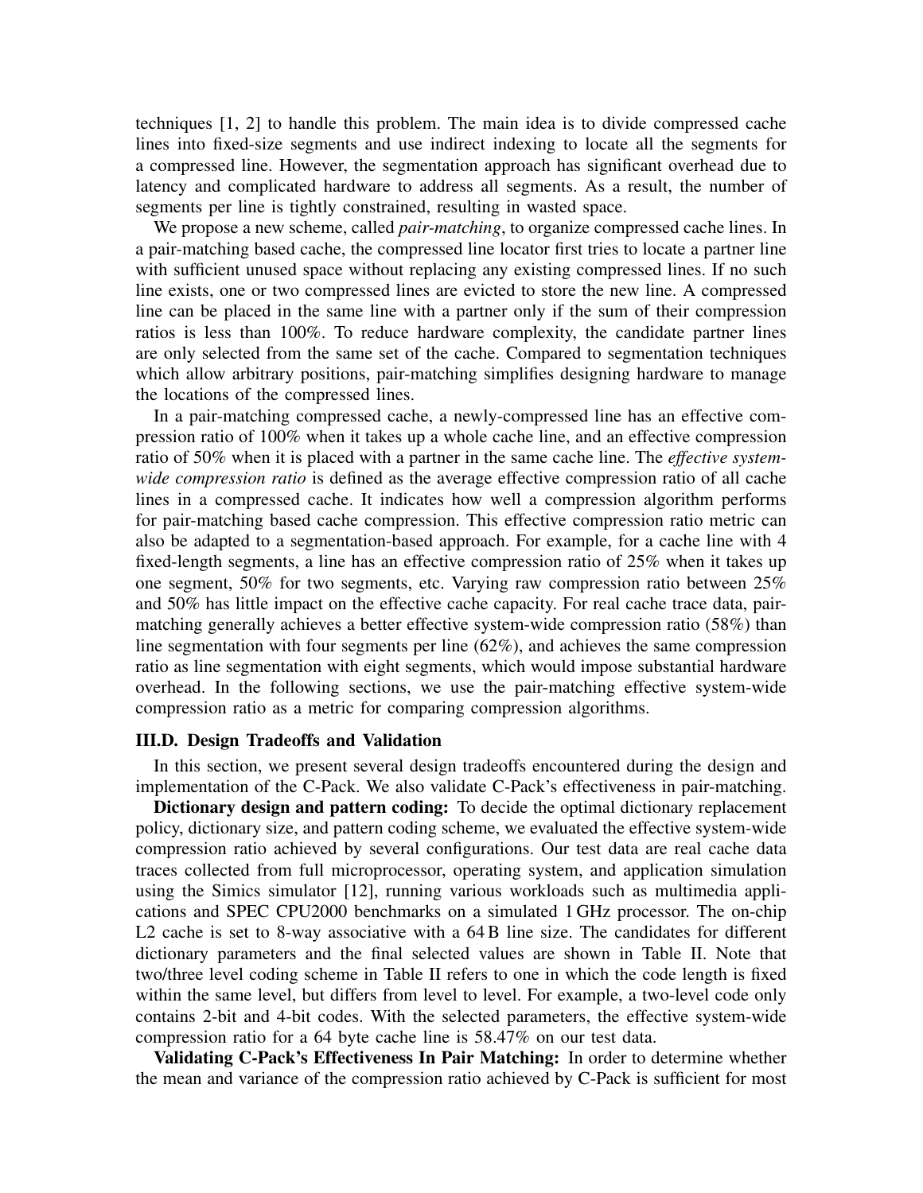techniques [1, 2] to handle this problem. The main idea is to divide compressed cache lines into fixed-size segments and use indirect indexing to locate all the segments for a compressed line. However, the segmentation approach has significant overhead due to latency and complicated hardware to address all segments. As a result, the number of segments per line is tightly constrained, resulting in wasted space.

We propose a new scheme, called *pair-matching*, to organize compressed cache lines. In a pair-matching based cache, the compressed line locator first tries to locate a partner line with sufficient unused space without replacing any existing compressed lines. If no such line exists, one or two compressed lines are evicted to store the new line. A compressed line can be placed in the same line with a partner only if the sum of their compression ratios is less than 100%. To reduce hardware complexity, the candidate partner lines are only selected from the same set of the cache. Compared to segmentation techniques which allow arbitrary positions, pair-matching simplifies designing hardware to manage the locations of the compressed lines.

In a pair-matching compressed cache, a newly-compressed line has an effective compression ratio of 100% when it takes up a whole cache line, and an effective compression ratio of 50% when it is placed with a partner in the same cache line. The *effective system-wide compression ratio* is defined as the average effective compression ratio of all cache lines in a compressed cache. It indicates how well a compression algorithm performs for pair-matching based cache compression. This effective compression ratio metric can also be adapted to a segmentation-based approach. For example, for a cache line with 4 fixed-length segments, a line has an effective compression ratio of 25% when it takes up one segment, 50% for two segments, etc. Varying raw compression ratio between 25% and 50% has little impact on the effective cache capacity. For real cache trace data, pair-matching generally achieves a better effective system-wide compression ratio (58%) than line segmentation with four segments per line (62%), and achieves the same compression ratio as line segmentation with eight segments, which would impose substantial hardware overhead. In the following sections, we use the pair-matching effective system-wide compression ratio as a metric for comparing compression algorithms.

### III.D. Design Tradeoffs and Validation

In this section, we present several design tradeoffs encountered during the design and implementation of the C-Pack. We also validate C-Pack's effectiveness in pair-matching.

**Dictionary design and pattern coding:** To decide the optimal dictionary replacement policy, dictionary size, and pattern coding scheme, we evaluated the effective system-wide compression ratio achieved by several configurations. Our test data are real cache data traces collected from full microprocessor, operating system, and application simulation using the Simics simulator [12], running various workloads such as multimedia applications and SPEC CPU2000 benchmarks on a simulated 1 GHz processor. The on-chip L2 cache is set to 8-way associative with a 64 B line size. The candidates for different dictionary parameters and the final selected values are shown in Table II. Note that two/three level coding scheme in Table II refers to one in which the code length is fixed within the same level, but differs from level to level. For example, a two-level code only contains 2-bit and 4-bit codes. With the selected parameters, the effective system-wide compression ratio for a 64 byte cache line is 58.47% on our test data.

**Validating C-Pack's Effectiveness In Pair Matching:** In order to determine whether the mean and variance of the compression ratio achieved by C-Pack is sufficient for most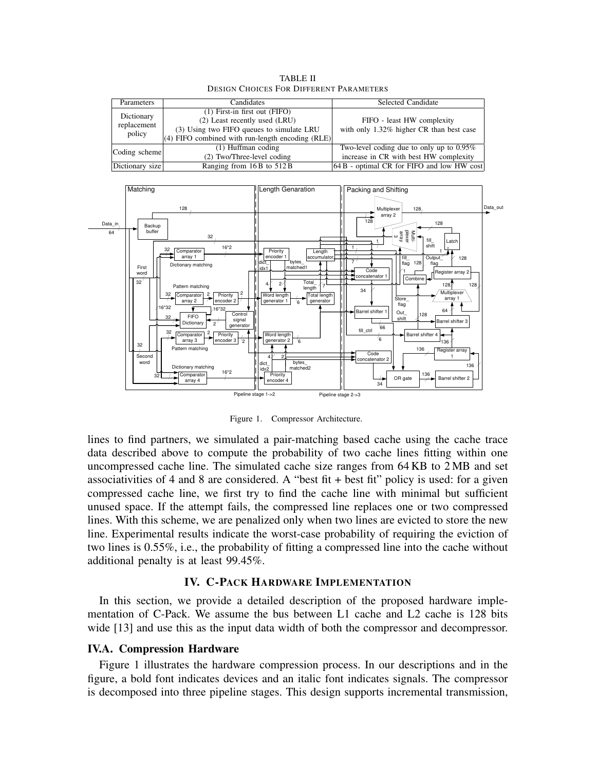TABLE II
DESIGN CHOICES FOR DIFFERENT PARAMETERS

| Parameters | Candidates | Selected Candidate |
|---|---|---|
| Dictionary replacement policy | (1) First-in first out (FIFO)<br>(2) Least recently used (LRU)<br>(3) Using two FIFO queues to simulate LRU<br>(4) FIFO combined with run-length encoding (RLE) | FIFO - least HW complexity with only 1.32% higher CR than best case |
| Coding scheme | (1) Huffman coding<br>(2) Two/Three-level coding | Two-level coding due to only up to 0.95% increase in CR with best HW complexity |
| Dictionary size | Ranging from 16 B to 512 B | 64 B - optimal CR for FIFO and low HW cost |

Figure 1. Compressor Architecture.

lines to find partners, we simulated a pair-matching based cache using the cache trace data described above to compute the probability of two cache lines fitting within one uncompressed cache line. The simulated cache size ranges from 64 KB to 2 MB and set associativities of 4 and 8 are considered. A "best fit + best fit" policy is used: for a given compressed cache line, we first try to find the cache line with minimal but sufficient unused space. If the attempt fails, the compressed line replaces one or two compressed lines. With this scheme, we are penalized only when two lines are evicted to store the new line. Experimental results indicate the worst-case probability of requiring the eviction of two lines is 0.55%, i.e., the probability of fitting a compressed line into the cache without additional penalty is at least 99.45%.

## IV. C-PACK HARDWARE IMPLEMENTATION

In this section, we provide a detailed description of the proposed hardware implementation of C-Pack. We assume the bus between L1 cache and L2 cache is 128 bits wide [13] and use this as the input data width of both the compressor and decompressor.

### IV.A. Compression Hardware

Figure 1 illustrates the hardware compression process. In our descriptions and in the figure, a bold font indicates devices and an italic font indicates signals. The compressor is decomposed into three pipeline stages. This design supports incremental transmission,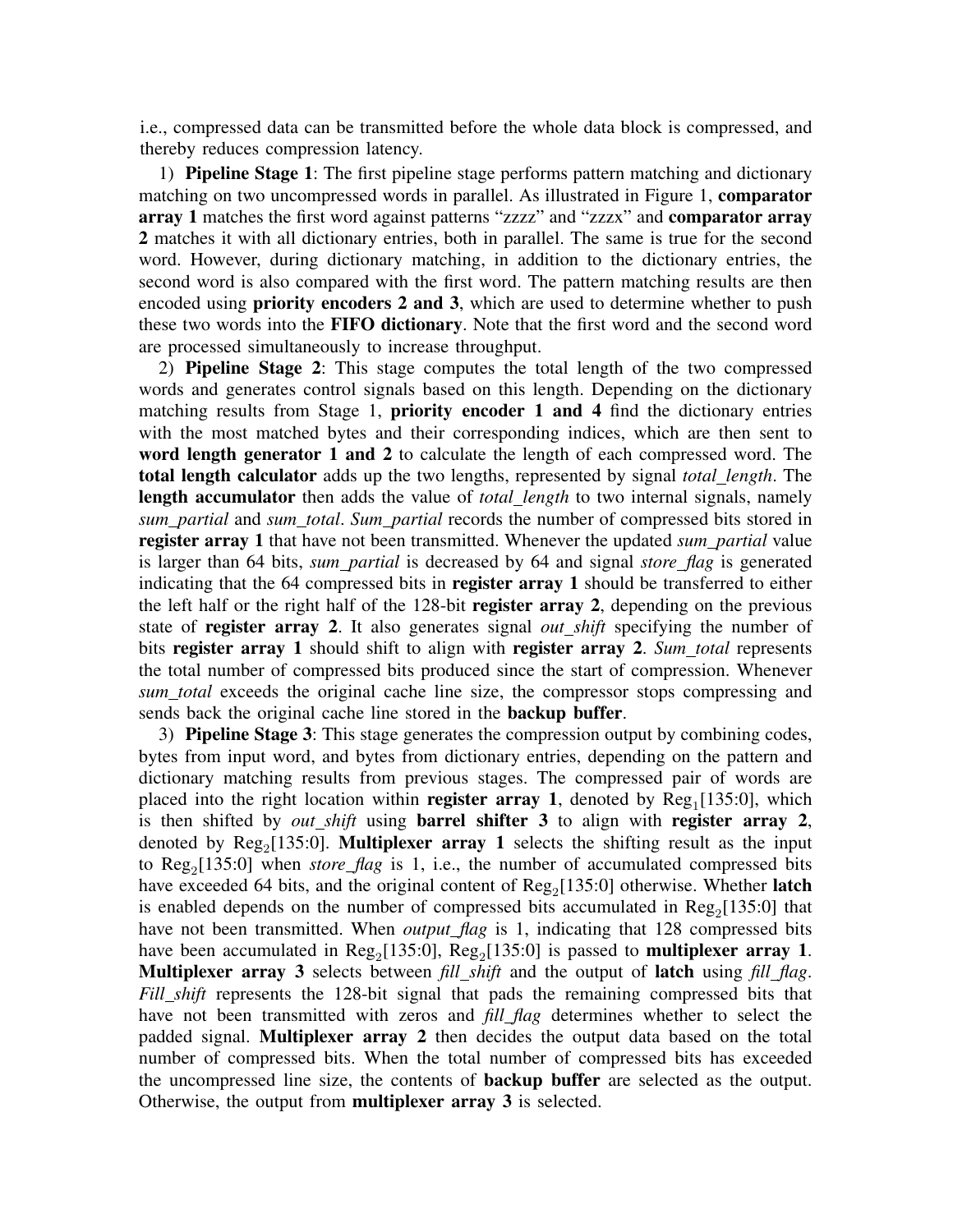i.e., compressed data can be transmitted before the whole data block is compressed, and thereby reduces compression latency.

1) **Pipeline Stage 1**: The first pipeline stage performs pattern matching and dictionary matching on two uncompressed words in parallel. As illustrated in Figure 1, **comparator array 1** matches the first word against patterns "zzzz" and "zzzx" and **comparator array 2** matches it with all dictionary entries, both in parallel. The same is true for the second word. However, during dictionary matching, in addition to the dictionary entries, the second word is also compared with the first word. The pattern matching results are then encoded using **priority encoders 2 and 3**, which are used to determine whether to push these two words into the **FIFO dictionary**. Note that the first word and the second word are processed simultaneously to increase throughput.

2) **Pipeline Stage 2**: This stage computes the total length of the two compressed words and generates control signals based on this length. Depending on the dictionary matching results from Stage 1, **priority encoder 1 and 4** find the dictionary entries with the most matched bytes and their corresponding indices, which are then sent to **word length generator 1 and 2** to calculate the length of each compressed word. The **total length calculator** adds up the two lengths, represented by signal *total_length*. The **length accumulator** then adds the value of *total_length* to two internal signals, namely *sum_partial* and *sum_total*. *Sum_partial* records the number of compressed bits stored in **register array 1** that have not been transmitted. Whenever the updated *sum_partial* value is larger than 64 bits, *sum_partial* is decreased by 64 and signal *store_flag* is generated indicating that the 64 compressed bits in **register array 1** should be transferred to either the left half or the right half of the 128-bit **register array 2**, depending on the previous state of **register array 2**. It also generates signal *out_shift* specifying the number of bits **register array 1** should shift to align with **register array 2**. *Sum_total* represents the total number of compressed bits produced since the start of compression. Whenever *sum_total* exceeds the original cache line size, the compressor stops compressing and sends back the original cache line stored in the **backup buffer**.

3) **Pipeline Stage 3**: This stage generates the compression output by combining codes, bytes from input word, and bytes from dictionary entries, depending on the pattern and dictionary matching results from previous stages. The compressed pair of words are placed into the right location within **register array 1**, denoted by $Reg_1[135:0]$, which is then shifted by *out_shift* using **barrel shifter 3** to align with **register array 2**, denoted by $Reg_2[135:0]$. **Multiplexer array 1** selects the shifting result as the input to $Reg_2[135:0]$ when *store_flag* is 1, i.e., the number of accumulated compressed bits have exceeded 64 bits, and the original content of $Reg_2[135:0]$ otherwise. Whether **latch** is enabled depends on the number of compressed bits accumulated in $Reg_2[135:0]$ that have not been transmitted. When *output_flag* is 1, indicating that 128 compressed bits have been accumulated in $Reg_2[135:0]$, $Reg_2[135:0]$ is passed to **multiplexer array 1**. **Multiplexer array 3** selects between *fill_shift* and the output of **latch** using *fill_flag*. *Fill_shift* represents the 128-bit signal that pads the remaining compressed bits that have not been transmitted with zeros and *fill_flag* determines whether to select the padded signal. **Multiplexer array 2** then decides the output data based on the total number of compressed bits. When the total number of compressed bits has exceeded the uncompressed line size, the contents of **backup buffer** are selected as the output. Otherwise, the output from **multiplexer array 3** is selected.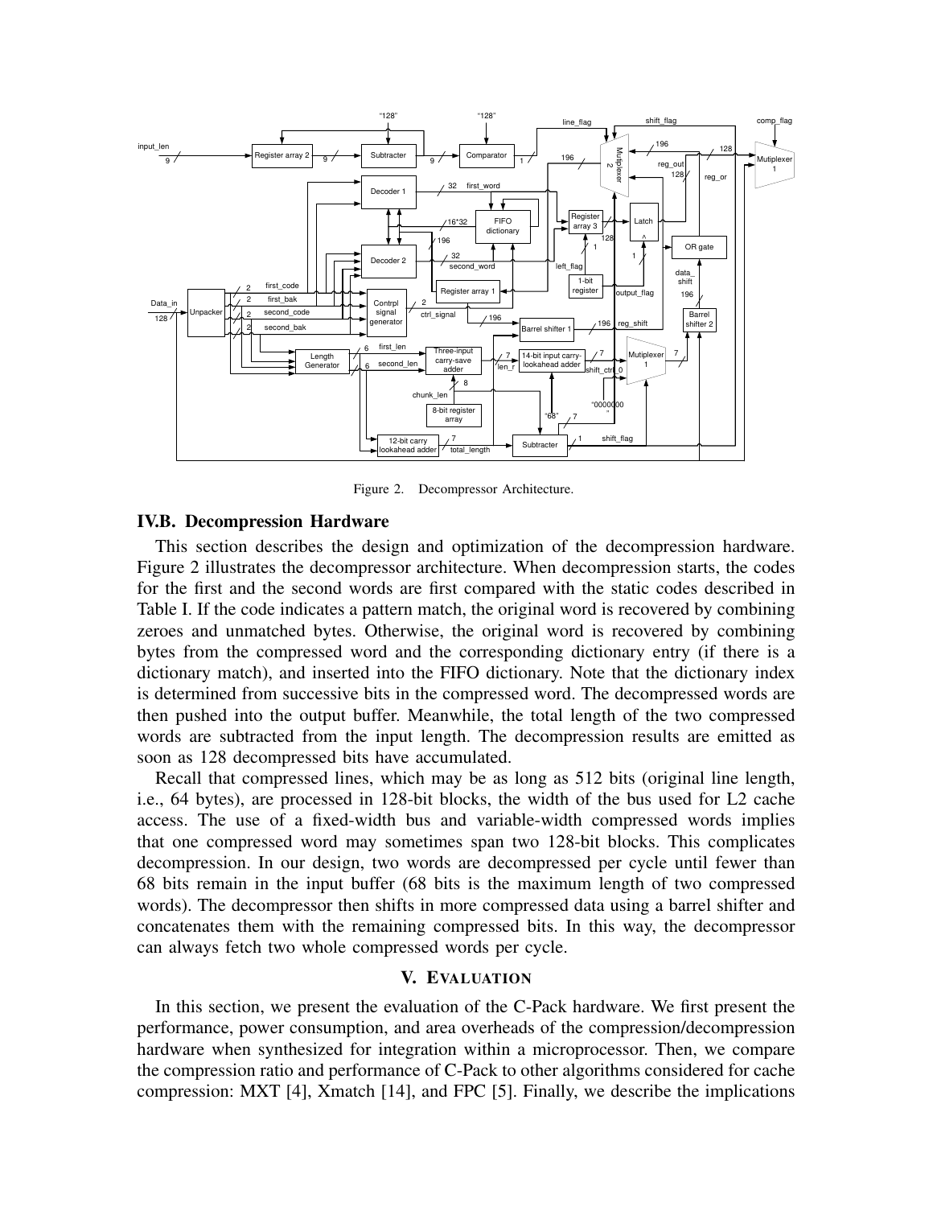Figure 2. Decompressor Architecture.

## IV.B. Decompression Hardware

This section describes the design and optimization of the decompression hardware. Figure 2 illustrates the decompressor architecture. When decompression starts, the codes for the first and the second words are first compared with the static codes described in Table I. If the code indicates a pattern match, the original word is recovered by combining zeroes and unmatched bytes. Otherwise, the original word is recovered by combining bytes from the compressed word and the corresponding dictionary entry (if there is a dictionary match), and inserted into the FIFO dictionary. Note that the dictionary index is determined from successive bits in the compressed word. The decompressed words are then pushed into the output buffer. Meanwhile, the total length of the two compressed words are subtracted from the input length. The decompression results are emitted as soon as 128 decompressed bits have accumulated.

Recall that compressed lines, which may be as long as 512 bits (original line length, i.e., 64 bytes), are processed in 128-bit blocks, the width of the bus used for L2 cache access. The use of a fixed-width bus and variable-width compressed words implies that one compressed word may sometimes span two 128-bit blocks. This complicates decompression. In our design, two words are decompressed per cycle until fewer than 68 bits remain in the input buffer (68 bits is the maximum length of two compressed words). The decompressor then shifts in more compressed data using a barrel shifter and concatenates them with the remaining compressed bits. In this way, the decompressor can always fetch two whole compressed words per cycle.

# V. Evaluation

In this section, we present the evaluation of the C-Pack hardware. We first present the performance, power consumption, and area overheads of the compression/decompression hardware when synthesized for integration within a microprocessor. Then, we compare the compression ratio and performance of C-Pack to other algorithms considered for cache compression: MXT [4], Xmatch [14], and FPC [5]. Finally, we describe the implications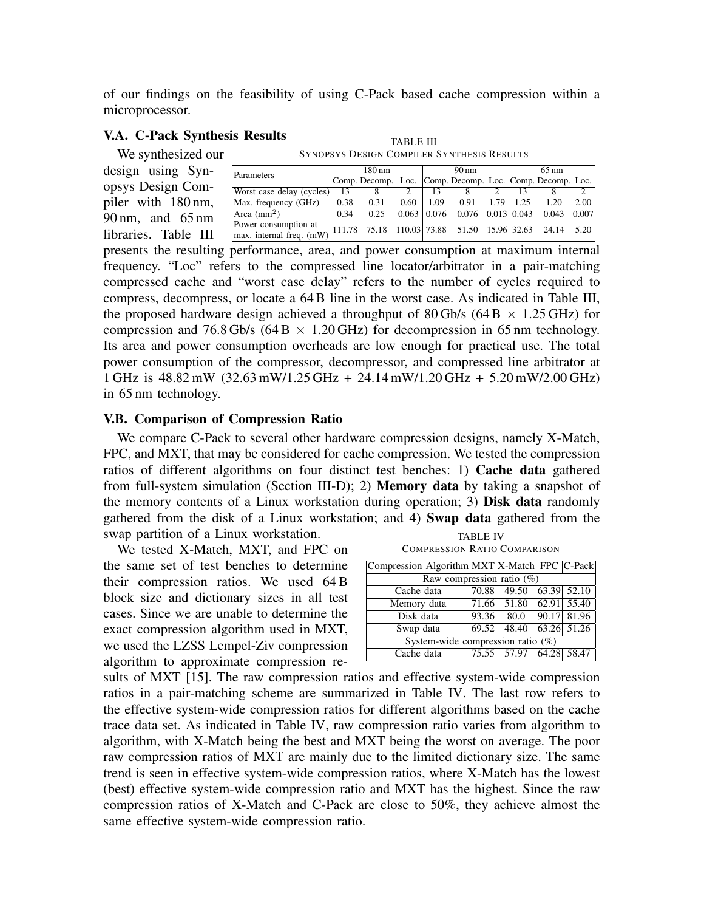of our findings on the feasibility of using C-Pack based cache compression within a microprocessor.

### V.A. C-Pack Synthesis Results

We synthesized our design using Synopsys Design Compiler with 180 nm, 90 nm, and 65 nm libraries. Table III presents the resulting performance, area, and power consumption at maximum internal frequency. "Loc" refers to the compressed line locator/arbitrator in a pair-matching compressed cache and "worst case delay" refers to the number of cycles required to compress, decompress, or locate a 64 B line in the worst case. As indicated in Table III, the proposed hardware design achieved a throughput of 80 Gb/s (64 B $\times$ 1.25 GHz) for compression and 76.8 Gb/s (64 B $\times$ 1.20 GHz) for decompression in 65 nm technology. Its area and power consumption overheads are low enough for practical use. The total power consumption of the compressor, decompressor, and compressed line arbitrator at 1 GHz is 48.82 mW (32.63 mW/1.25 GHz + 24.14 mW/1.20 GHz + 5.20 mW/2.00 GHz) in 65 nm technology.

TABLE III
SYNOPSYS DESIGN COMPILER SYNTHESIS RESULTS

| Parameters | 180 nm | | | 90 nm | | | 65 nm | | |
|---|---|---|---|---|---|---|---|---|---|
| | Comp. | Decomp. | Loc. | Comp. | Decomp. | Loc. | Comp. | Decomp. | Loc. |
| Worst case delay (cycles) | 13 | 8 | 2 | 13 | 8 | 2 | 13 | 8 | 2 |
| Max. frequency (GHz) | 0.38 | 0.31 | 0.60 | 1.09 | 0.91 | 1.79 | 1.25 | 1.20 | 2.00 |
| Area (mm$^2$) | 0.34 | 0.25 | 0.063 | 0.076 | 0.076 | 0.013 | 0.043 | 0.043 | 0.007 |
| Power consumption at max. internal freq. (mW) | 111.78 | 75.18 | 110.03 | 73.88 | 51.50 | 15.96 | 32.63 | 24.14 | 5.20 |

### V.B. Comparison of Compression Ratio

We compare C-Pack to several other hardware compression designs, namely X-Match, FPC, and MXT, that may be considered for cache compression. We tested the compression ratios of different algorithms on four distinct test benches: 1) **Cache data** gathered from full-system simulation (Section III-D); 2) **Memory data** by taking a snapshot of the memory contents of a Linux workstation during operation; 3) **Disk data** randomly gathered from the disk of a Linux workstation; and 4) **Swap data** gathered from the swap partition of a Linux workstation.

We tested X-Match, MXT, and FPC on the same set of test benches to determine their compression ratios. We used 64 B block size and dictionary sizes in all test cases. Since we are unable to determine the exact compression algorithm used in MXT, we used the LZSS Lempel-Ziv compression algorithm to approximate compression results of MXT [15]. The raw compression ratios and effective system-wide compression ratios in a pair-matching scheme are summarized in Table IV. The last row refers to the effective system-wide compression ratios for different algorithms based on the cache trace data set. As indicated in Table IV, raw compression ratio varies from algorithm to algorithm, with X-Match being the best and MXT being the worst on average. The poor raw compression ratios of MXT are mainly due to the limited dictionary size. The same trend is seen in effective system-wide compression ratios, where X-Match has the lowest (best) effective system-wide compression ratio and MXT has the highest. Since the raw compression ratios of X-Match and C-Pack are close to 50%, they achieve almost the same effective system-wide compression ratio.

TABLE IV
COMPRESSION RATIO COMPARISON

| Compression Algorithm | MXT | X-Match | FPC | C-Pack |
|---|---|---|---|---|
| Raw compression ratio (%) | | | | |
| Cache data | 70.88 | 49.50 | 63.39 | 52.10 |
| Memory data | 71.66 | 51.80 | 62.91 | 55.40 |
| Disk data | 93.36 | 80.0 | 90.17 | 81.96 |
| Swap data | 69.52 | 48.40 | 63.26 | 51.26 |
| System-wide compression ratio (%) | | | | |
| Cache data | 75.55 | 57.97 | 64.28 | 58.47 |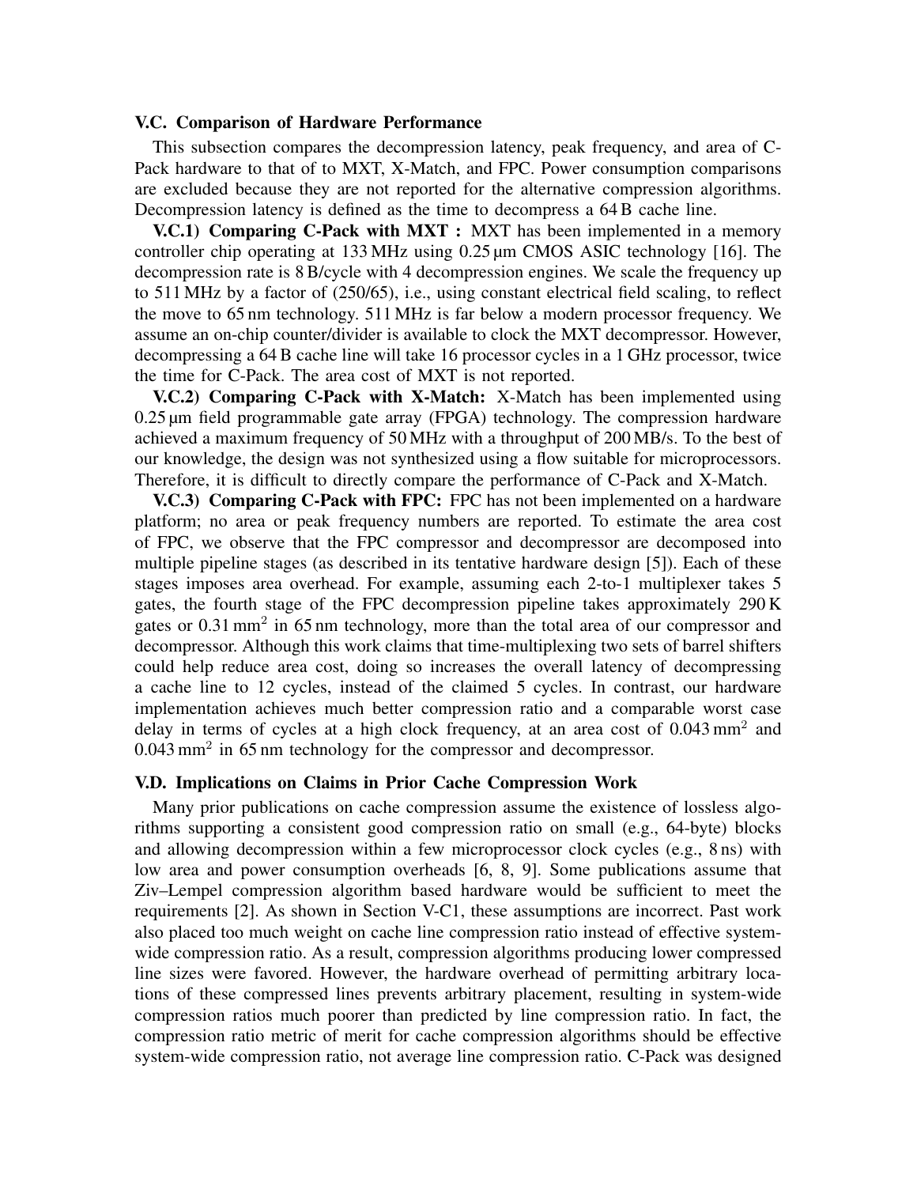### V.C. Comparison of Hardware Performance

This subsection compares the decompression latency, peak frequency, and area of C-Pack hardware to that of to MXT, X-Match, and FPC. Power consumption comparisons are excluded because they are not reported for the alternative compression algorithms. Decompression latency is defined as the time to decompress a 64 B cache line.

**V.C.1) Comparing C-Pack with MXT :** MXT has been implemented in a memory controller chip operating at 133 MHz using 0.25 µm CMOS ASIC technology [16]. The decompression rate is 8 B/cycle with 4 decompression engines. We scale the frequency up to 511 MHz by a factor of (250/65), i.e., using constant electrical field scaling, to reflect the move to 65 nm technology. 511 MHz is far below a modern processor frequency. We assume an on-chip counter/divider is available to clock the MXT decompressor. However, decompressing a 64 B cache line will take 16 processor cycles in a 1 GHz processor, twice the time for C-Pack. The area cost of MXT is not reported.

**V.C.2) Comparing C-Pack with X-Match:** X-Match has been implemented using 0.25 µm field programmable gate array (FPGA) technology. The compression hardware achieved a maximum frequency of 50 MHz with a throughput of 200 MB/s. To the best of our knowledge, the design was not synthesized using a flow suitable for microprocessors. Therefore, it is difficult to directly compare the performance of C-Pack and X-Match.

**V.C.3) Comparing C-Pack with FPC:** FPC has not been implemented on a hardware platform; no area or peak frequency numbers are reported. To estimate the area cost of FPC, we observe that the FPC compressor and decompressor are decomposed into multiple pipeline stages (as described in its tentative hardware design [5]). Each of these stages imposes area overhead. For example, assuming each 2-to-1 multiplexer takes 5 gates, the fourth stage of the FPC decompression pipeline takes approximately 290 K gates or 0.31 $\text{mm}^2$ in 65 nm technology, more than the total area of our compressor and decompressor. Although this work claims that time-multiplexing two sets of barrel shifters could help reduce area cost, doing so increases the overall latency of decompressing a cache line to 12 cycles, instead of the claimed 5 cycles. In contrast, our hardware implementation achieves much better compression ratio and a comparable worst case delay in terms of cycles at a high clock frequency, at an area cost of 0.043 $\text{mm}^2$ and 0.043 $\text{mm}^2$ in 65 nm technology for the compressor and decompressor.

### V.D. Implications on Claims in Prior Cache Compression Work

Many prior publications on cache compression assume the existence of lossless algorithms supporting a consistent good compression ratio on small (e.g., 64-byte) blocks and allowing decompression within a few microprocessor clock cycles (e.g., 8 ns) with low area and power consumption overheads [6, 8, 9]. Some publications assume that Ziv–Lempel compression algorithm based hardware would be sufficient to meet the requirements [2]. As shown in Section V-C1, these assumptions are incorrect. Past work also placed too much weight on cache line compression ratio instead of effective system-wide compression ratio. As a result, compression algorithms producing lower compressed line sizes were favored. However, the hardware overhead of permitting arbitrary locations of these compressed lines prevents arbitrary placement, resulting in system-wide compression ratios much poorer than predicted by line compression ratio. In fact, the compression ratio metric of merit for cache compression algorithms should be effective system-wide compression ratio, not average line compression ratio. C-Pack was designed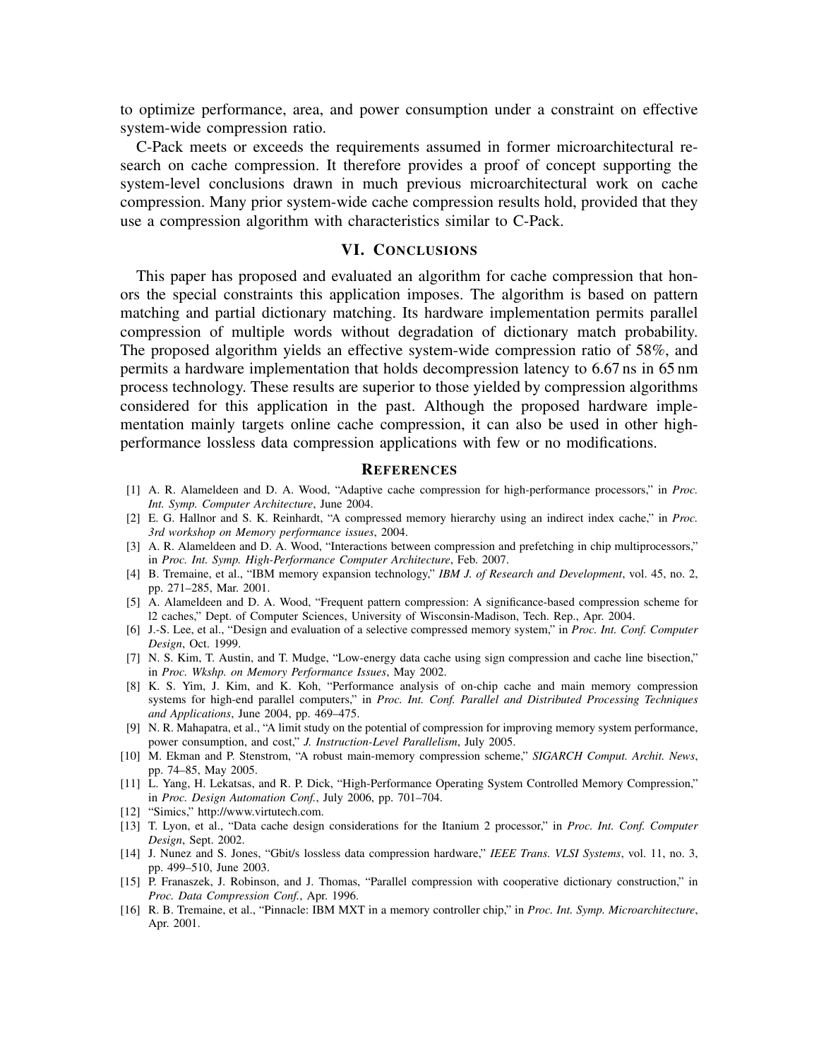to optimize performance, area, and power consumption under a constraint on effective system-wide compression ratio.

C-Pack meets or exceeds the requirements assumed in former microarchitectural research on cache compression. It therefore provides a proof of concept supporting the system-level conclusions drawn in much previous microarchitectural work on cache compression. Many prior system-wide cache compression results hold, provided that they use a compression algorithm with characteristics similar to C-Pack.

## VI. Conclusions

This paper has proposed and evaluated an algorithm for cache compression that honors the special constraints this application imposes. The algorithm is based on pattern matching and partial dictionary matching. Its hardware implementation permits parallel compression of multiple words without degradation of dictionary match probability. The proposed algorithm yields an effective system-wide compression ratio of 58%, and permits a hardware implementation that holds decompression latency to 6.67 ns in 65 nm process technology. These results are superior to those yielded by compression algorithms considered for this application in the past. Although the proposed hardware implementation mainly targets online cache compression, it can also be used in other high-performance lossless data compression applications with few or no modifications.

## References

[1] A. R. Alameldeen and D. A. Wood, "Adaptive cache compression for high-performance processors," in *Proc. Int. Symp. Computer Architecture*, June 2004.

[2] E. G. Hallnor and S. K. Reinhardt, "A compressed memory hierarchy using an indirect index cache," in *Proc. 3rd workshop on Memory performance issues*, 2004.

[3] A. R. Alameldeen and D. A. Wood, "Interactions between compression and prefetching in chip multiprocessors," in *Proc. Int. Symp. High-Performance Computer Architecture*, Feb. 2007.

[4] B. Tremaine, et al., "IBM memory expansion technology," *IBM J. of Research and Development*, vol. 45, no. 2, pp. 271–285, Mar. 2001.

[5] A. Alameldeen and D. A. Wood, "Frequent pattern compression: A significance-based compression scheme for l2 caches," Dept. of Computer Sciences, University of Wisconsin-Madison, Tech. Rep., Apr. 2004.

[6] J.-S. Lee, et al., "Design and evaluation of a selective compressed memory system," in *Proc. Int. Conf. Computer Design*, Oct. 1999.

[7] N. S. Kim, T. Austin, and T. Mudge, "Low-energy data cache using sign compression and cache line bisection," in *Proc. Wkshp. on Memory Performance Issues*, May 2002.

[8] K. S. Yim, J. Kim, and K. Koh, "Performance analysis of on-chip cache and main memory compression systems for high-end parallel computers," in *Proc. Int. Conf. Parallel and Distributed Processing Techniques and Applications*, June 2004, pp. 469–475.

[9] N. R. Mahapatra, et al., "A limit study on the potential of compression for improving memory system performance, power consumption, and cost," *J. Instruction-Level Parallelism*, July 2005.

[10] M. Ekman and P. Stenstrom, "A robust main-memory compression scheme," *SIGARCH Comput. Archit. News*, pp. 74–85, May 2005.

[11] L. Yang, H. Lekatsas, and R. P. Dick, "High-Performance Operating System Controlled Memory Compression," in *Proc. Design Automation Conf.*, July 2006, pp. 701–704.

[12] "Simics," http://www.virtutech.com.

[13] T. Lyon, et al., "Data cache design considerations for the Itanium 2 processor," in *Proc. Int. Conf. Computer Design*, Sept. 2002.

[14] J. Nunez and S. Jones, "Gbit/s lossless data compression hardware," *IEEE Trans. VLSI Systems*, vol. 11, no. 3, pp. 499–510, June 2003.

[15] P. Franaszek, J. Robinson, and J. Thomas, "Parallel compression with cooperative dictionary construction," in *Proc. Data Compression Conf.*, Apr. 1996.

[16] R. B. Tremaine, et al., "Pinnacle: IBM MXT in a memory controller chip," in *Proc. Int. Symp. Microarchitecture*, Apr. 2001.